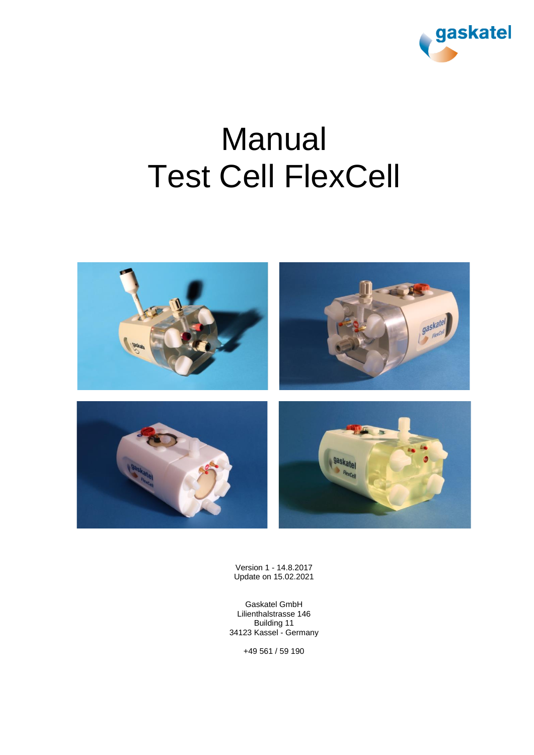gaskatel

# Manual
# Test Cell FlexCell

Version 1 - 14.8.2017
Update on 15.02.2021

Gaskatel GmbH
Lilienthalstrasse 146
Building 11
34123 Kassel - Germany

+49 561 / 59 190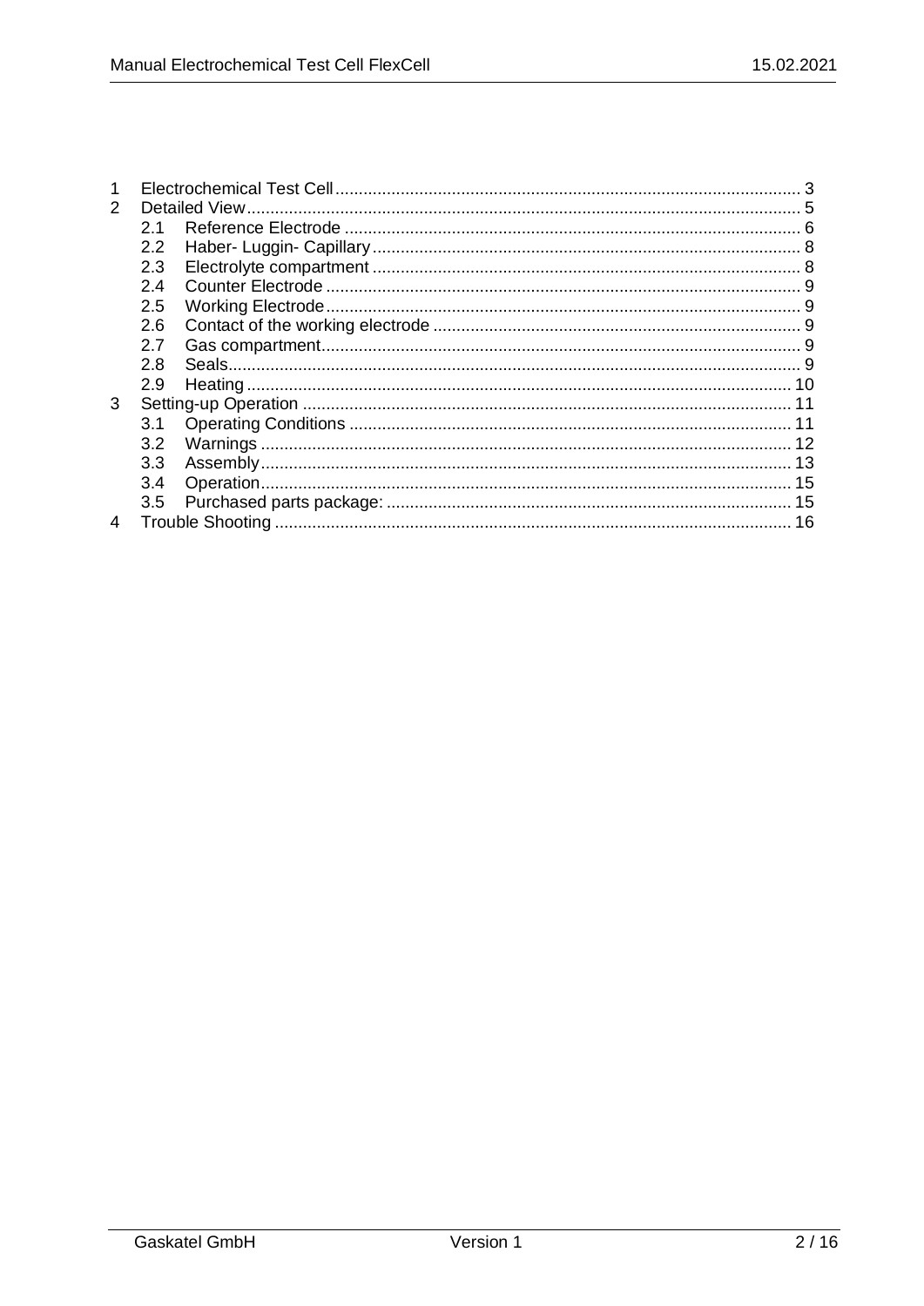1 Electrochemical Test Cell ........................................................................................ 3
2 Detailed View ........................................................................................................ 5
  2.1 Reference Electrode ...................................................................................... 6
  2.2 Haber- Luggin- Capillary ............................................................................... 8
  2.3 Electrolyte compartment ................................................................................ 8
  2.4 Counter Electrode ......................................................................................... 9
  2.5 Working Electrode ......................................................................................... 9
  2.6 Contact of the working electrode .................................................................. 9
  2.7 Gas compartment .......................................................................................... 9
  2.8 Seals ............................................................................................................. 9
  2.9 Heating ........................................................................................................ 10
3 Setting-up Operation ............................................................................................ 11
  3.1 Operating Conditions ................................................................................... 11
  3.2 Warnings ..................................................................................................... 12
  3.3 Assembly ..................................................................................................... 13
  3.4 Operation ..................................................................................................... 15
  3.5 Purchased parts package: ........................................................................... 15
4 Trouble Shooting .................................................................................................. 16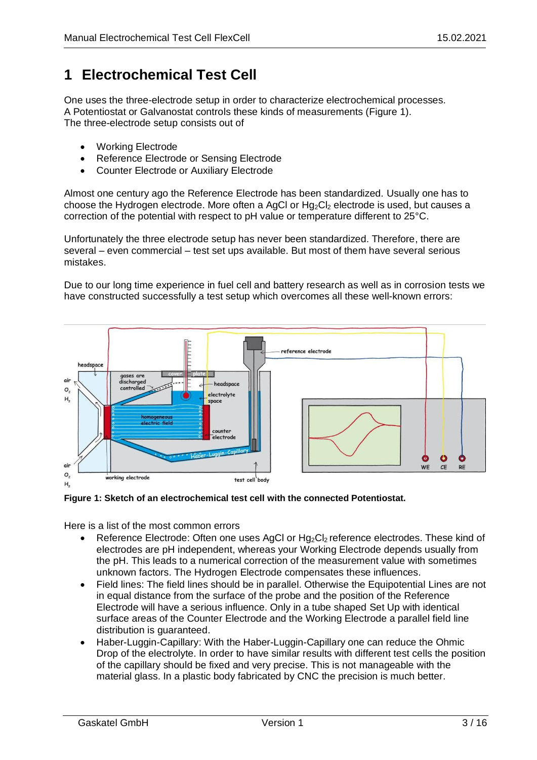# 1 Electrochemical Test Cell

One uses the three-electrode setup in order to characterize electrochemical processes.
A Potentiostat or Galvanostat controls these kinds of measurements (Figure 1).
The three-electrode setup consists out of

- Working Electrode
- Reference Electrode or Sensing Electrode
- Counter Electrode or Auxiliary Electrode

Almost one century ago the Reference Electrode has been standardized. Usually one has to choose the Hydrogen electrode. More often a AgCl or $Hg_2Cl_2$ electrode is used, but causes a correction of the potential with respect to pH value or temperature different to 25°C.

Unfortunately the three electrode setup has never been standardized. Therefore, there are several – even commercial – test set ups available. But most of them have several serious mistakes.

Due to our long time experience in fuel cell and battery research as well as in corrosion tests we have constructed successfully a test setup which overcomes all these well-known errors:

**Figure 1: Sketch of an electrochemical test cell with the connected Potentiostat.**

Here is a list of the most common errors

- Reference Electrode: Often one uses AgCl or $Hg_2Cl_2$ reference electrodes. These kind of electrodes are pH independent, whereas your Working Electrode depends usually from the pH. This leads to a numerical correction of the measurement value with sometimes unknown factors. The Hydrogen Electrode compensates these influences.
- Field lines: The field lines should be in parallel. Otherwise the Equipotential Lines are not in equal distance from the surface of the probe and the position of the Reference Electrode will have a serious influence. Only in a tube shaped Set Up with identical surface areas of the Counter Electrode and the Working Electrode a parallel field line distribution is guaranteed.
- Haber-Luggin-Capillary: With the Haber-Luggin-Capillary one can reduce the Ohmic Drop of the electrolyte. In order to have similar results with different test cells the position of the capillary should be fixed and very precise. This is not manageable with the material glass. In a plastic body fabricated by CNC the precision is much better.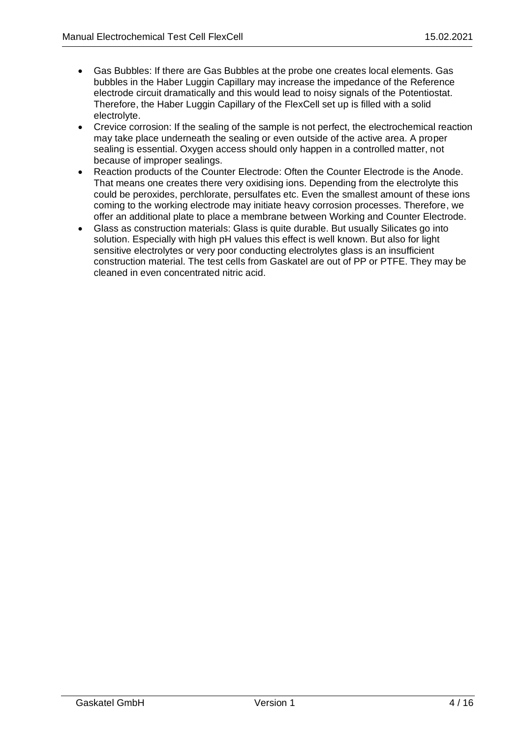- Gas Bubbles: If there are Gas Bubbles at the probe one creates local elements. Gas bubbles in the Haber Luggin Capillary may increase the impedance of the Reference electrode circuit dramatically and this would lead to noisy signals of the Potentiostat. Therefore, the Haber Luggin Capillary of the FlexCell set up is filled with a solid electrolyte.
- Crevice corrosion: If the sealing of the sample is not perfect, the electrochemical reaction may take place underneath the sealing or even outside of the active area. A proper sealing is essential. Oxygen access should only happen in a controlled matter, not because of improper sealings.
- Reaction products of the Counter Electrode: Often the Counter Electrode is the Anode. That means one creates there very oxidising ions. Depending from the electrolyte this could be peroxides, perchlorate, persulfates etc. Even the smallest amount of these ions coming to the working electrode may initiate heavy corrosion processes. Therefore, we offer an additional plate to place a membrane between Working and Counter Electrode.
- Glass as construction materials: Glass is quite durable. But usually Silicates go into solution. Especially with high pH values this effect is well known. But also for light sensitive electrolytes or very poor conducting electrolytes glass is an insufficient construction material. The test cells from Gaskatel are out of PP or PTFE. They may be cleaned in even concentrated nitric acid.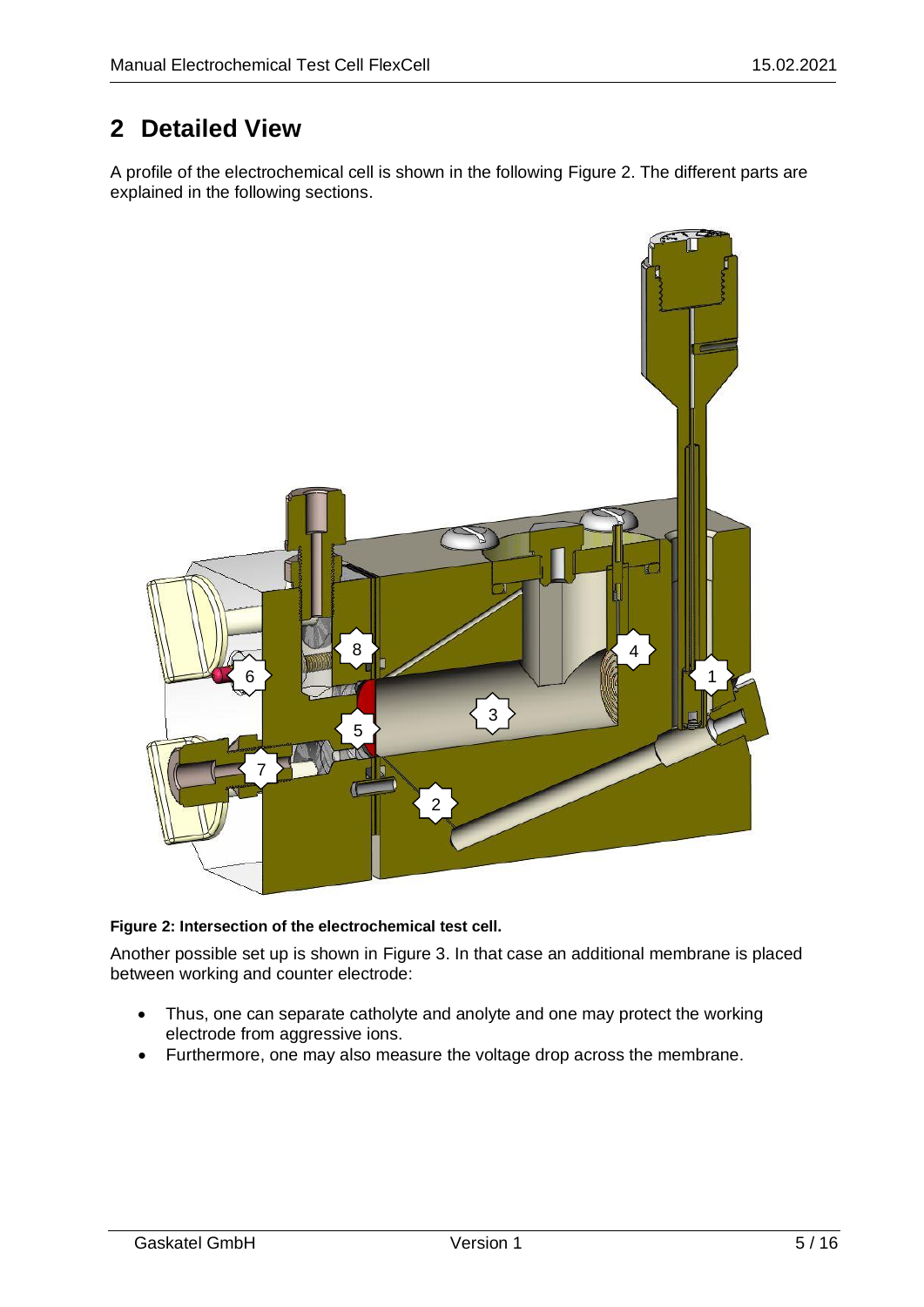# 2 Detailed View

A profile of the electrochemical cell is shown in the following Figure 2. The different parts are explained in the following sections.

**Figure 2: Intersection of the electrochemical test cell.**

Another possible set up is shown in Figure 3. In that case an additional membrane is placed between working and counter electrode:

- Thus, one can separate catholyte and anolyte and one may protect the working electrode from aggressive ions.
- Furthermore, one may also measure the voltage drop across the membrane.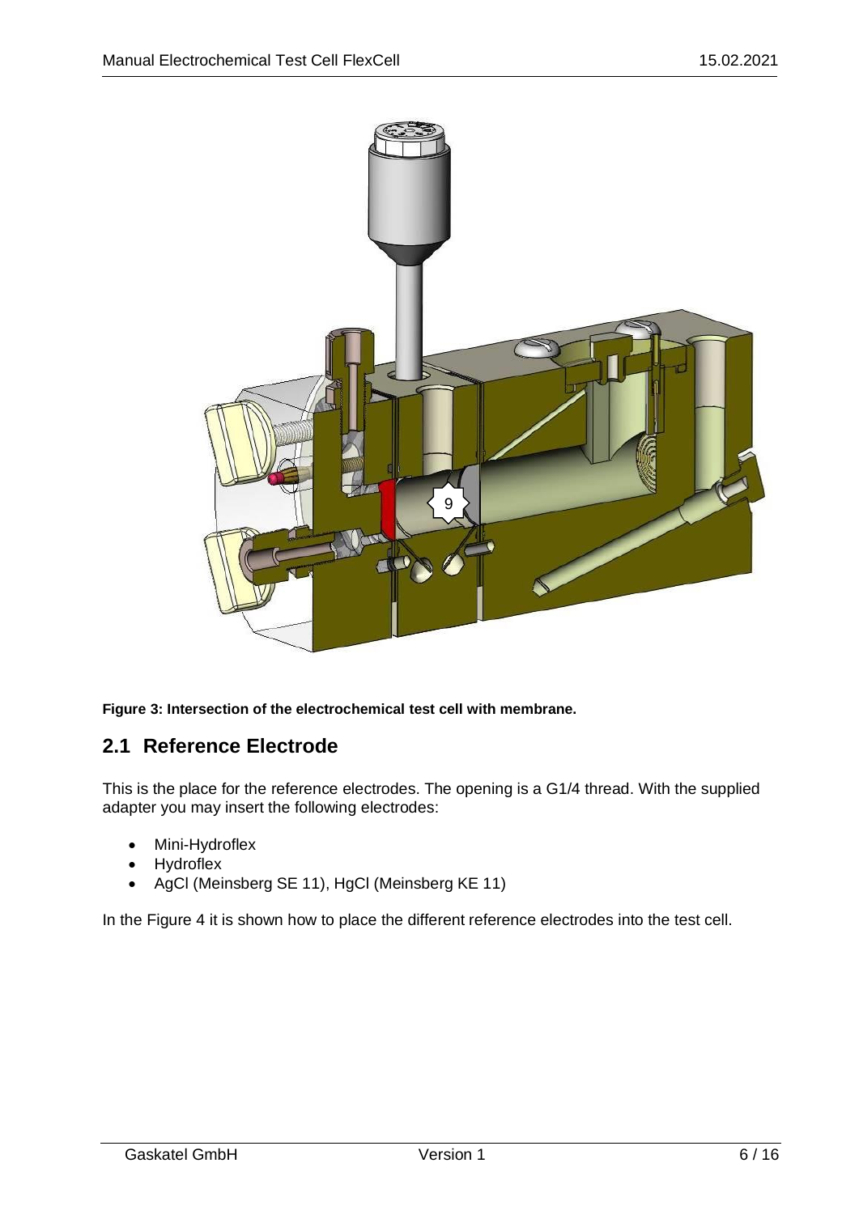Figure 3: Intersection of the electrochemical test cell with membrane.

## 2.1 Reference Electrode

This is the place for the reference electrodes. The opening is a G1/4 thread. With the supplied adapter you may insert the following electrodes:

- Mini-Hydroflex
- Hydroflex
- AgCl (Meinsberg SE 11), HgCl (Meinsberg KE 11)

In the Figure 4 it is shown how to place the different reference electrodes into the test cell.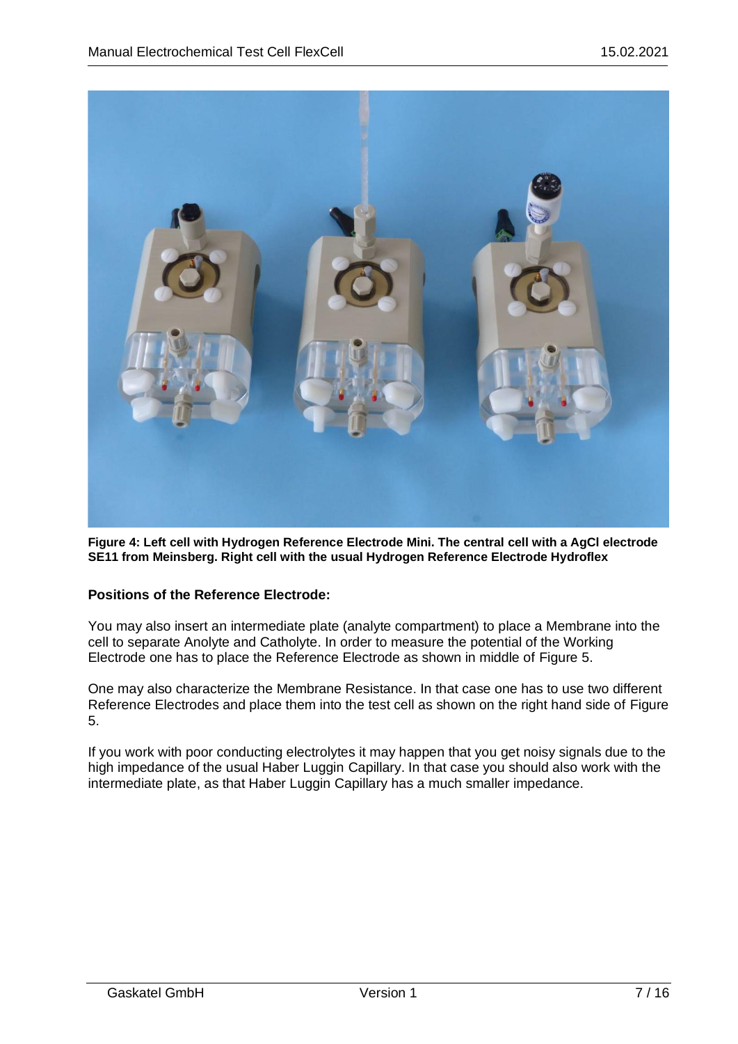**Figure 4: Left cell with Hydrogen Reference Electrode Mini. The central cell with a AgCl electrode SE11 from Meinsberg. Right cell with the usual Hydrogen Reference Electrode Hydroflex**

### Positions of the Reference Electrode:

You may also insert an intermediate plate (analyte compartment) to place a Membrane into the cell to separate Anolyte and Catholyte. In order to measure the potential of the Working Electrode one has to place the Reference Electrode as shown in middle of Figure 5.

One may also characterize the Membrane Resistance. In that case one has to use two different Reference Electrodes and place them into the test cell as shown on the right hand side of Figure 5.

If you work with poor conducting electrolytes it may happen that you get noisy signals due to the high impedance of the usual Haber Luggin Capillary. In that case you should also work with the intermediate plate, as that Haber Luggin Capillary has a much smaller impedance.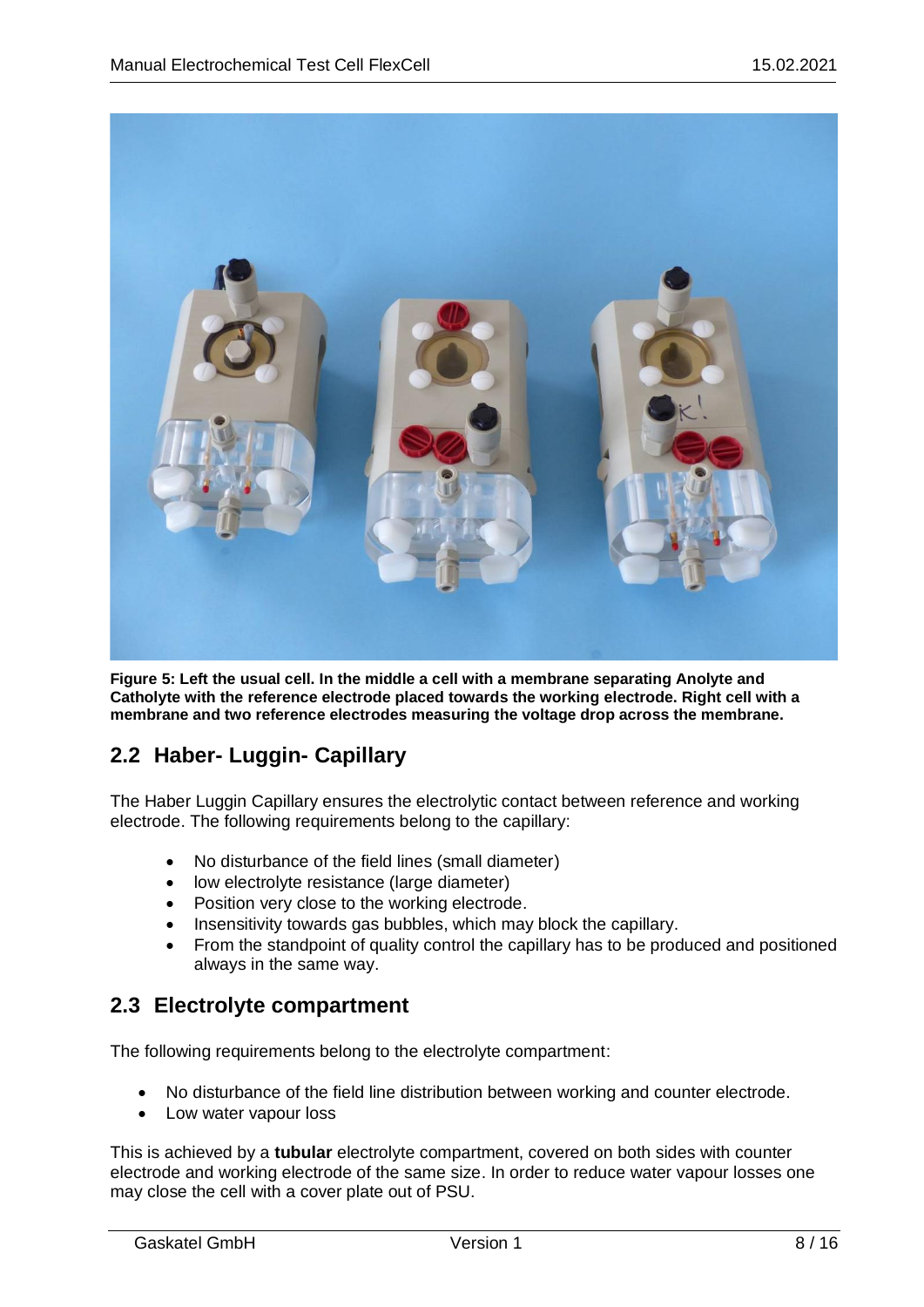**Figure 5: Left the usual cell. In the middle a cell with a membrane separating Anolyte and Catholyte with the reference electrode placed towards the working electrode. Right cell with a membrane and two reference electrodes measuring the voltage drop across the membrane.**

## 2.2 Haber- Luggin- Capillary

The Haber Luggin Capillary ensures the electrolytic contact between reference and working electrode. The following requirements belong to the capillary:

- No disturbance of the field lines (small diameter)
- low electrolyte resistance (large diameter)
- Position very close to the working electrode.
- Insensitivity towards gas bubbles, which may block the capillary.
- From the standpoint of quality control the capillary has to be produced and positioned always in the same way.

## 2.3 Electrolyte compartment

The following requirements belong to the electrolyte compartment:

- No disturbance of the field line distribution between working and counter electrode.
- Low water vapour loss

This is achieved by a **tubular** electrolyte compartment, covered on both sides with counter electrode and working electrode of the same size. In order to reduce water vapour losses one may close the cell with a cover plate out of PSU.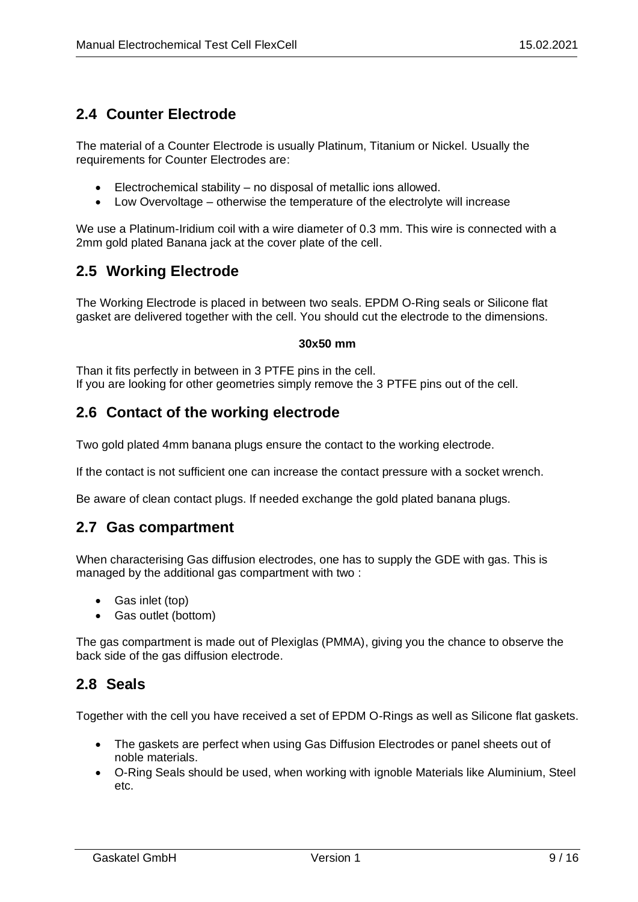## 2.4 Counter Electrode

The material of a Counter Electrode is usually Platinum, Titanium or Nickel. Usually the requirements for Counter Electrodes are:

- Electrochemical stability – no disposal of metallic ions allowed.
- Low Overvoltage – otherwise the temperature of the electrolyte will increase

We use a Platinum-Iridium coil with a wire diameter of 0.3 mm. This wire is connected with a 2mm gold plated Banana jack at the cover plate of the cell.

## 2.5 Working Electrode

The Working Electrode is placed in between two seals. EPDM O-Ring seals or Silicone flat gasket are delivered together with the cell. You should cut the electrode to the dimensions.

**30x50 mm**

Than it fits perfectly in between in 3 PTFE pins in the cell.
If you are looking for other geometries simply remove the 3 PTFE pins out of the cell.

## 2.6 Contact of the working electrode

Two gold plated 4mm banana plugs ensure the contact to the working electrode.

If the contact is not sufficient one can increase the contact pressure with a socket wrench.

Be aware of clean contact plugs. If needed exchange the gold plated banana plugs.

## 2.7 Gas compartment

When characterising Gas diffusion electrodes, one has to supply the GDE with gas. This is managed by the additional gas compartment with two :

- Gas inlet (top)
- Gas outlet (bottom)

The gas compartment is made out of Plexiglas (PMMA), giving you the chance to observe the back side of the gas diffusion electrode.

## 2.8 Seals

Together with the cell you have received a set of EPDM O-Rings as well as Silicone flat gaskets.

- The gaskets are perfect when using Gas Diffusion Electrodes or panel sheets out of noble materials.
- O-Ring Seals should be used, when working with ignoble Materials like Aluminium, Steel etc.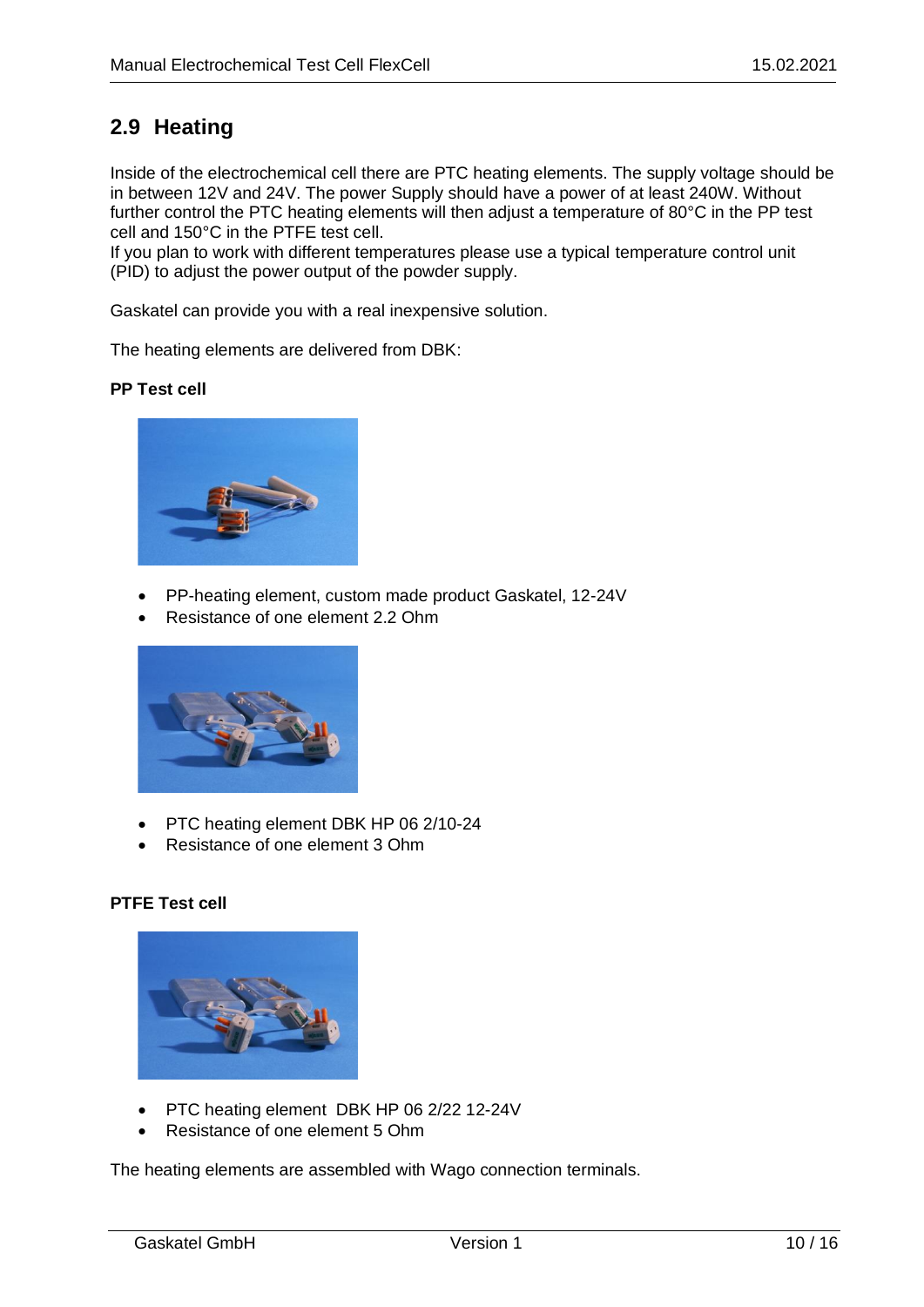## 2.9 Heating

Inside of the electrochemical cell there are PTC heating elements. The supply voltage should be in between 12V and 24V. The power Supply should have a power of at least 240W. Without further control the PTC heating elements will then adjust a temperature of 80°C in the PP test cell and 150°C in the PTFE test cell.
If you plan to work with different temperatures please use a typical temperature control unit (PID) to adjust the power output of the powder supply.

Gaskatel can provide you with a real inexpensive solution.

The heating elements are delivered from DBK:

**PP Test cell**

- PP-heating element, custom made product Gaskatel, 12-24V
- Resistance of one element 2.2 Ohm

- PTC heating element DBK HP 06 2/10-24
- Resistance of one element 3 Ohm

**PTFE Test cell**

- PTC heating element DBK HP 06 2/22 12-24V
- Resistance of one element 5 Ohm

The heating elements are assembled with Wago connection terminals.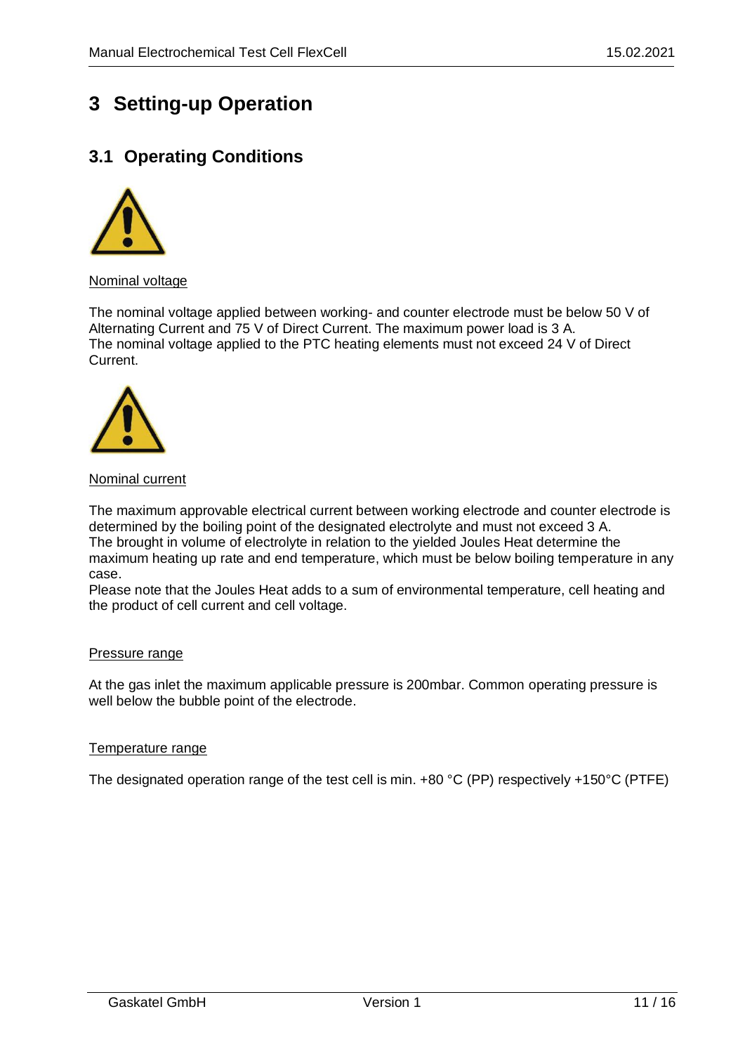# 3 Setting-up Operation

## 3.1 Operating Conditions

Nominal voltage

The nominal voltage applied between working- and counter electrode must be below 50 V of Alternating Current and 75 V of Direct Current. The maximum power load is 3 A.
The nominal voltage applied to the PTC heating elements must not exceed 24 V of Direct Current.

Nominal current

The maximum approvable electrical current between working electrode and counter electrode is determined by the boiling point of the designated electrolyte and must not exceed 3 A.
The brought in volume of electrolyte in relation to the yielded Joules Heat determine the maximum heating up rate and end temperature, which must be below boiling temperature in any case.
Please note that the Joules Heat adds to a sum of environmental temperature, cell heating and the product of cell current and cell voltage.

Pressure range

At the gas inlet the maximum applicable pressure is 200mbar. Common operating pressure is well below the bubble point of the electrode.

Temperature range

The designated operation range of the test cell is min. +80 °C (PP) respectively +150°C (PTFE)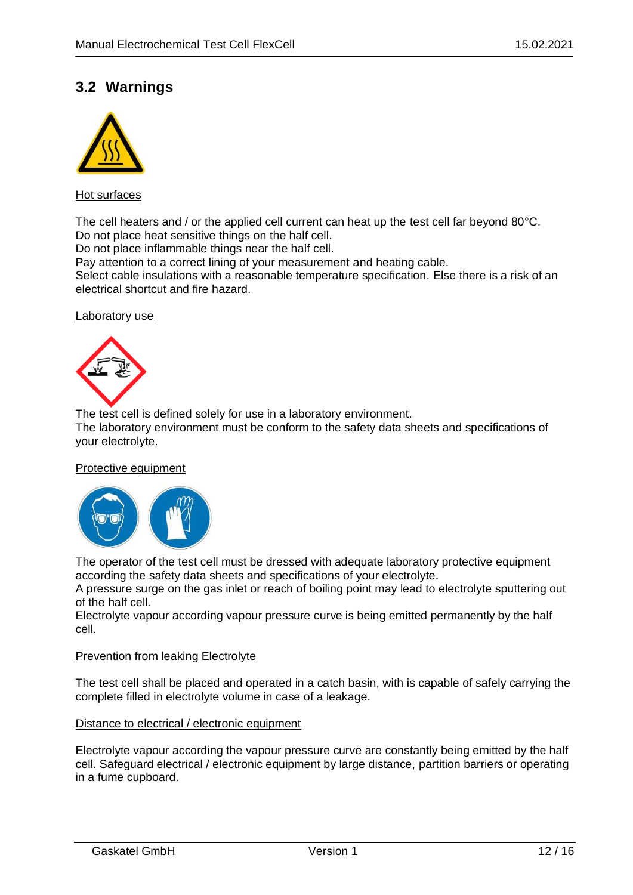## 3.2 Warnings

Hot surfaces

The cell heaters and / or the applied cell current can heat up the test cell far beyond 80°C.
Do not place heat sensitive things on the half cell.
Do not place inflammable things near the half cell.
Pay attention to a correct lining of your measurement and heating cable.
Select cable insulations with a reasonable temperature specification. Else there is a risk of an electrical shortcut and fire hazard.

Laboratory use

The test cell is defined solely for use in a laboratory environment.
The laboratory environment must be conform to the safety data sheets and specifications of your electrolyte.

Protective equipment

The operator of the test cell must be dressed with adequate laboratory protective equipment according the safety data sheets and specifications of your electrolyte.
A pressure surge on the gas inlet or reach of boiling point may lead to electrolyte sputtering out of the half cell.
Electrolyte vapour according vapour pressure curve is being emitted permanently by the half cell.

Prevention from leaking Electrolyte

The test cell shall be placed and operated in a catch basin, with is capable of safely carrying the complete filled in electrolyte volume in case of a leakage.

Distance to electrical / electronic equipment

Electrolyte vapour according the vapour pressure curve are constantly being emitted by the half cell. Safeguard electrical / electronic equipment by large distance, partition barriers or operating in a fume cupboard.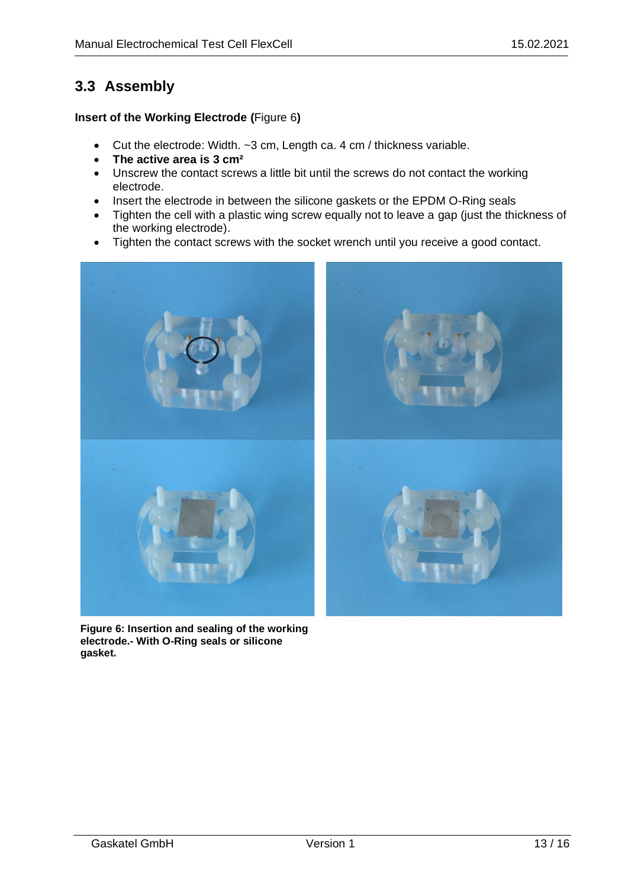## 3.3 Assembly

**Insert of the Working Electrode (**Figure 6**)**

- Cut the electrode: Width. ~3 cm, Length ca. 4 cm / thickness variable.
- **The active area is 3 cm²**
- Unscrew the contact screws a little bit until the screws do not contact the working electrode.
- Insert the electrode in between the silicone gaskets or the EPDM O-Ring seals
- Tighten the cell with a plastic wing screw equally not to leave a gap (just the thickness of the working electrode).
- Tighten the contact screws with the socket wrench until you receive a good contact.

**Figure 6: Insertion and sealing of the working electrode.- With O-Ring seals or silicone gasket.**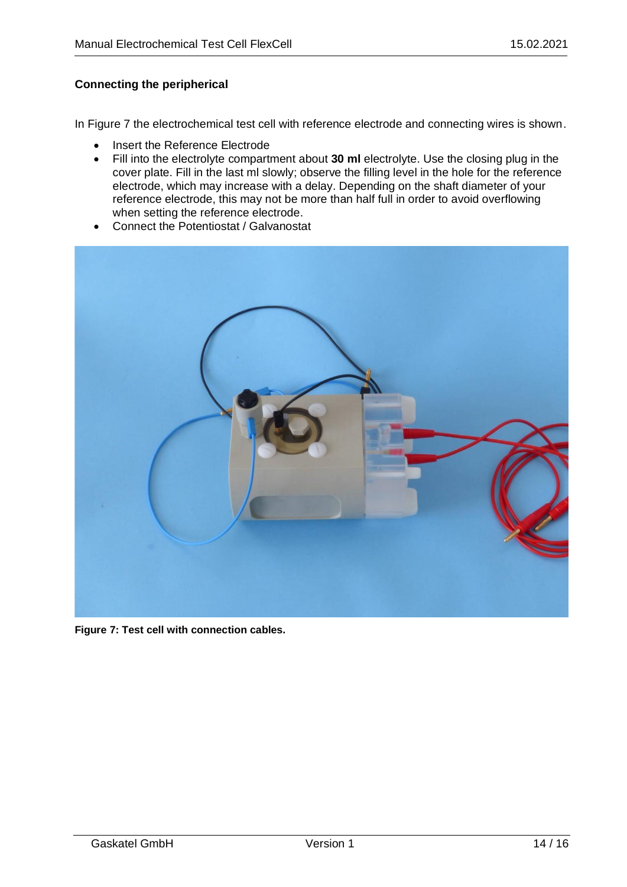**Connecting the peripherical**

In Figure 7 the electrochemical test cell with reference electrode and connecting wires is shown.

- Insert the Reference Electrode
- Fill into the electrolyte compartment about **30 ml** electrolyte. Use the closing plug in the cover plate. Fill in the last ml slowly; observe the filling level in the hole for the reference electrode, which may increase with a delay. Depending on the shaft diameter of your reference electrode, this may not be more than half full in order to avoid overflowing when setting the reference electrode.
- Connect the Potentiostat / Galvanostat

**Figure 7: Test cell with connection cables.**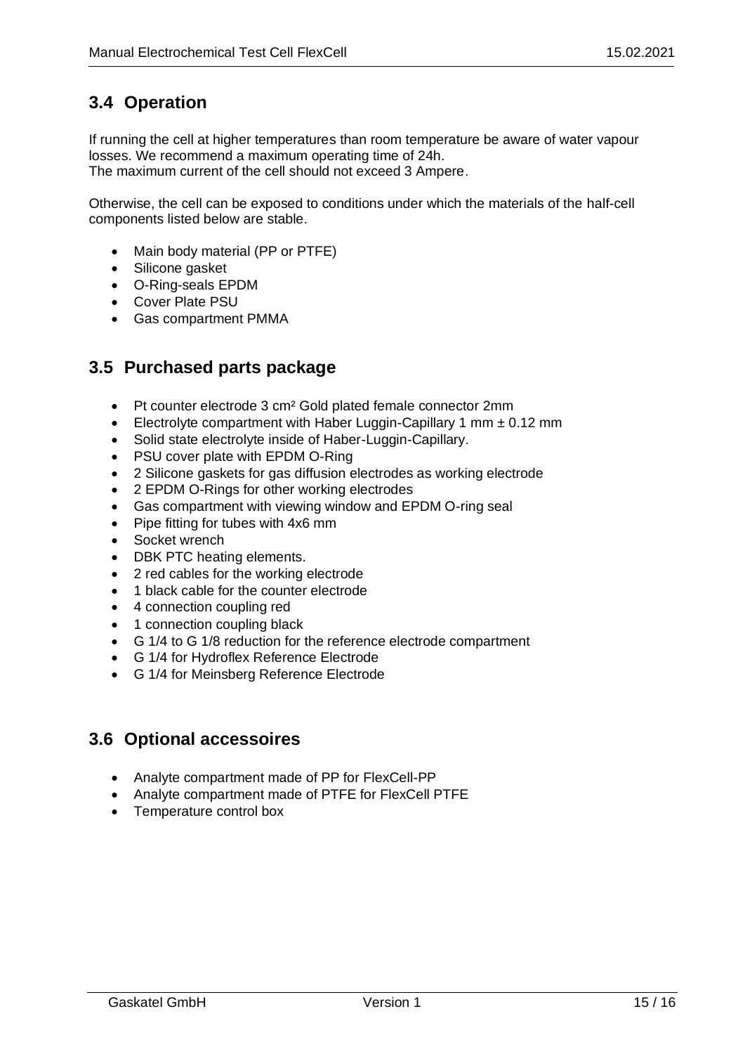## 3.4 Operation

If running the cell at higher temperatures than room temperature be aware of water vapour losses. We recommend a maximum operating time of 24h.
The maximum current of the cell should not exceed 3 Ampere.

Otherwise, the cell can be exposed to conditions under which the materials of the half-cell components listed below are stable.

- Main body material (PP or PTFE)
- Silicone gasket
- O-Ring-seals EPDM
- Cover Plate PSU
- Gas compartment PMMA

## 3.5 Purchased parts package

- Pt counter electrode 3 cm² Gold plated female connector 2mm
- Electrolyte compartment with Haber Luggin-Capillary 1 mm ± 0.12 mm
- Solid state electrolyte inside of Haber-Luggin-Capillary.
- PSU cover plate with EPDM O-Ring
- 2 Silicone gaskets for gas diffusion electrodes as working electrode
- 2 EPDM O-Rings for other working electrodes
- Gas compartment with viewing window and EPDM O-ring seal
- Pipe fitting for tubes with 4x6 mm
- Socket wrench
- DBK PTC heating elements.
- 2 red cables for the working electrode
- 1 black cable for the counter electrode
- 4 connection coupling red
- 1 connection coupling black
- G 1/4 to G 1/8 reduction for the reference electrode compartment
- G 1/4 for Hydroflex Reference Electrode
- G 1/4 for Meinsberg Reference Electrode

## 3.6 Optional accessoires

- Analyte compartment made of PP for FlexCell-PP
- Analyte compartment made of PTFE for FlexCell PTFE
- Temperature control box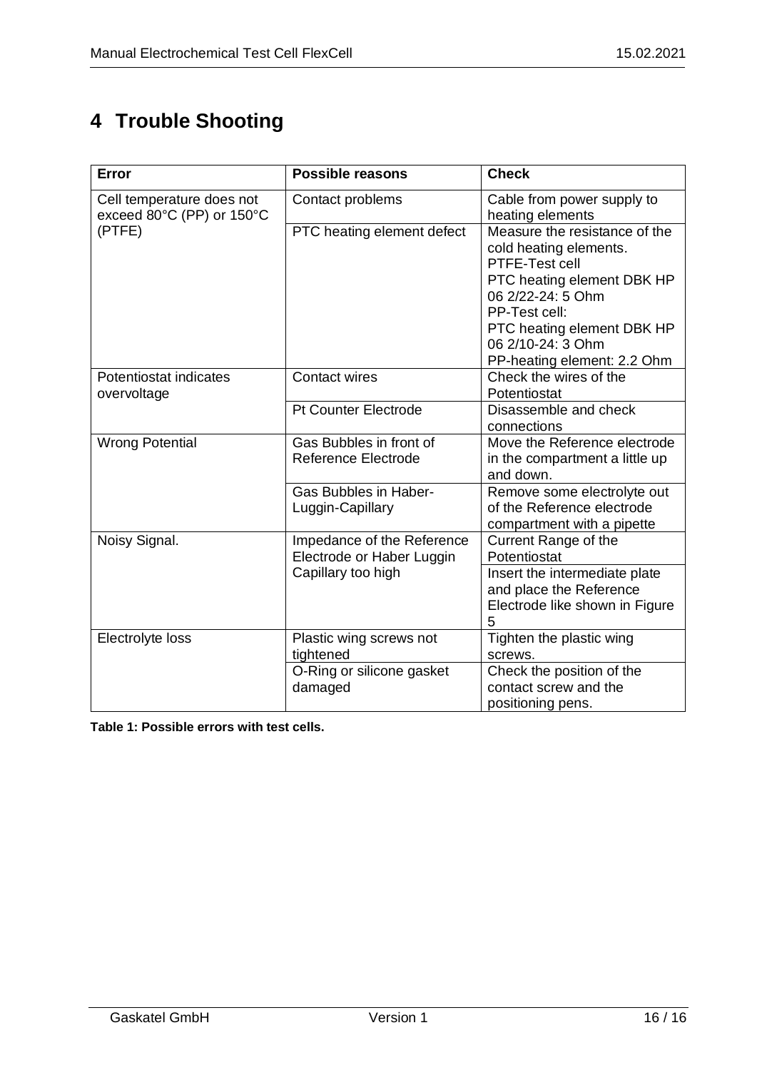# 4 Trouble Shooting

| Error | Possible reasons | Check |
|---|---|---|
| Cell temperature does not exceed 80°C (PP) or 150°C (PTFE) | Contact problems | Cable from power supply to heating elements |
| | PTC heating element defect | Measure the resistance of the cold heating elements.<br>PTFE-Test cell<br>PTC heating element DBK HP 06 2/22-24: 5 Ohm<br>PP-Test cell:<br>PTC heating element DBK HP 06 2/10-24: 3 Ohm<br>PP-heating element: 2.2 Ohm |
| Potentiostat indicates overvoltage | Contact wires | Check the wires of the Potentiostat |
| | Pt Counter Electrode | Disassemble and check connections |
| Wrong Potential | Gas Bubbles in front of Reference Electrode | Move the Reference electrode in the compartment a little up and down. |
| | Gas Bubbles in Haber-Luggin-Capillary | Remove some electrolyte out of the Reference electrode compartment with a pipette |
| Noisy Signal. | Impedance of the Reference Electrode or Haber Luggin Capillary too high | Current Range of the Potentiostat |
| | | Insert the intermediate plate and place the Reference Electrode like shown in Figure 5 |
| Electrolyte loss | Plastic wing screws not tightened | Tighten the plastic wing screws. |
| | O-Ring or silicone gasket damaged | Check the position of the contact screw and the positioning pens. |

**Table 1: Possible errors with test cells.**